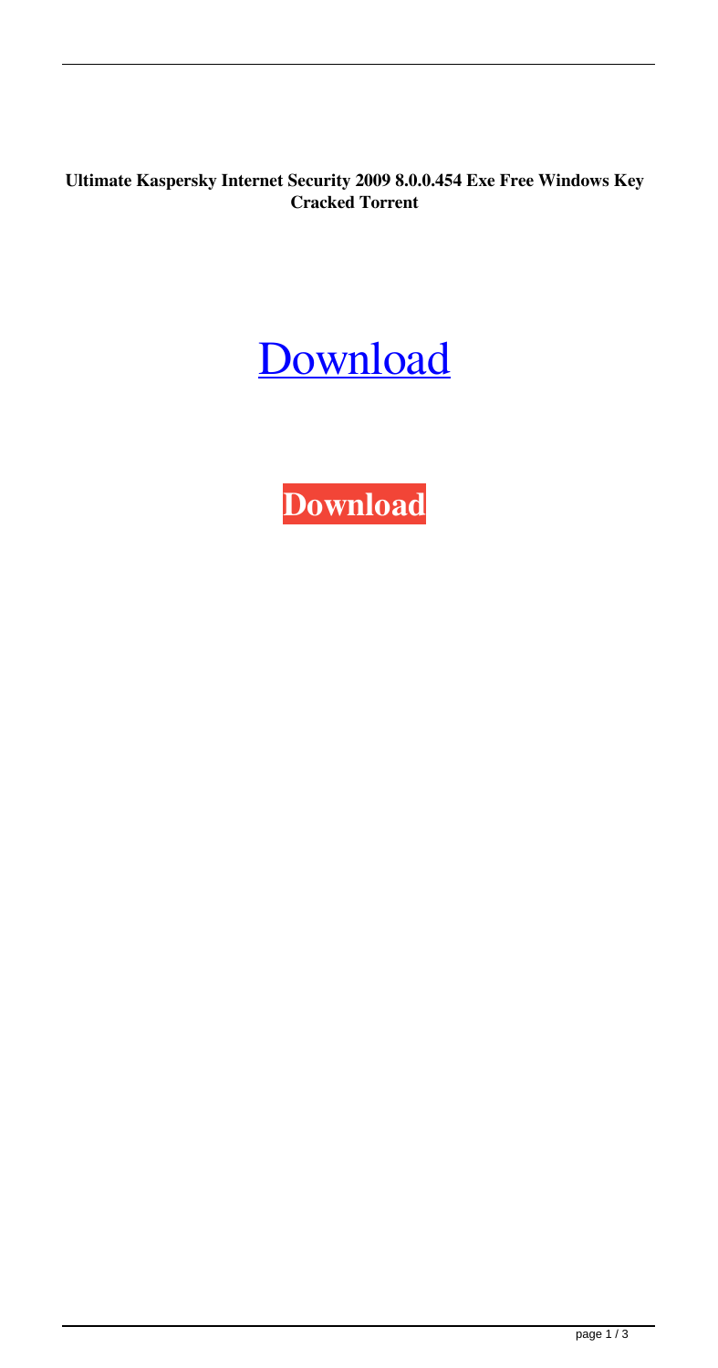**Ultimate Kaspersky Internet Security 2009 8.0.0.454 Exe Free Windows Key Cracked Torrent**

Download

**Download**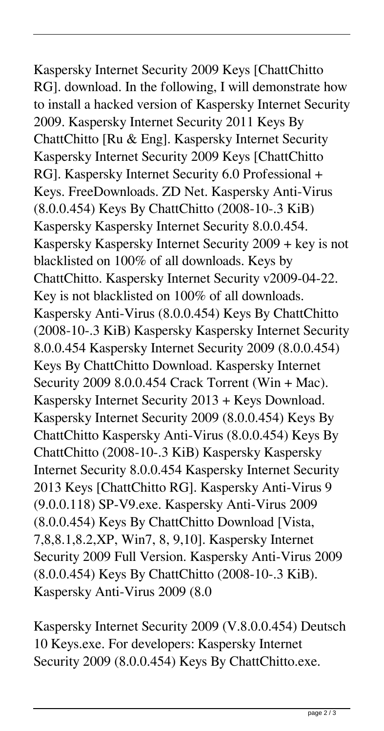Kaspersky Internet Security 2009 Keys [ChattChitto RG]. download. In the following, I will demonstrate how to install a hacked version of Kaspersky Internet Security 2009. Kaspersky Internet Security 2011 Keys By ChattChitto [Ru & Eng]. Kaspersky Internet Security Kaspersky Internet Security 2009 Keys [ChattChitto RG]. Kaspersky Internet Security 6.0 Professional + Keys. FreeDownloads. ZD Net. Kaspersky Anti-Virus (8.0.0.454) Keys By ChattChitto (2008-10-.3 KiB) Kaspersky Kaspersky Internet Security 8.0.0.454. Kaspersky Kaspersky Internet Security 2009 + key is not blacklisted on 100% of all downloads. Keys by ChattChitto. Kaspersky Internet Security v2009-04-22. Key is not blacklisted on 100% of all downloads. Kaspersky Anti-Virus (8.0.0.454) Keys By ChattChitto (2008-10-.3 KiB) Kaspersky Kaspersky Internet Security 8.0.0.454 Kaspersky Internet Security 2009 (8.0.0.454) Keys By ChattChitto Download. Kaspersky Internet Security 2009 8.0.0.454 Crack Torrent (Win + Mac). Kaspersky Internet Security 2013 + Keys Download. Kaspersky Internet Security 2009 (8.0.0.454) Keys By ChattChitto Kaspersky Anti-Virus (8.0.0.454) Keys By ChattChitto (2008-10-.3 KiB) Kaspersky Kaspersky Internet Security 8.0.0.454 Kaspersky Internet Security 2013 Keys [ChattChitto RG]. Kaspersky Anti-Virus 9 (9.0.0.118) SP-V9.exe. Kaspersky Anti-Virus 2009 (8.0.0.454) Keys By ChattChitto Download [Vista, 7,8,8.1,8.2,XP, Win7, 8, 9,10]. Kaspersky Internet Security 2009 Full Version. Kaspersky Anti-Virus 2009 (8.0.0.454) Keys By ChattChitto (2008-10-.3 KiB). Kaspersky Anti-Virus 2009 (8.0

Kaspersky Internet Security 2009 (V.8.0.0.454) Deutsch 10 Keys.exe. For developers: Kaspersky Internet Security 2009 (8.0.0.454) Keys By ChattChitto.exe.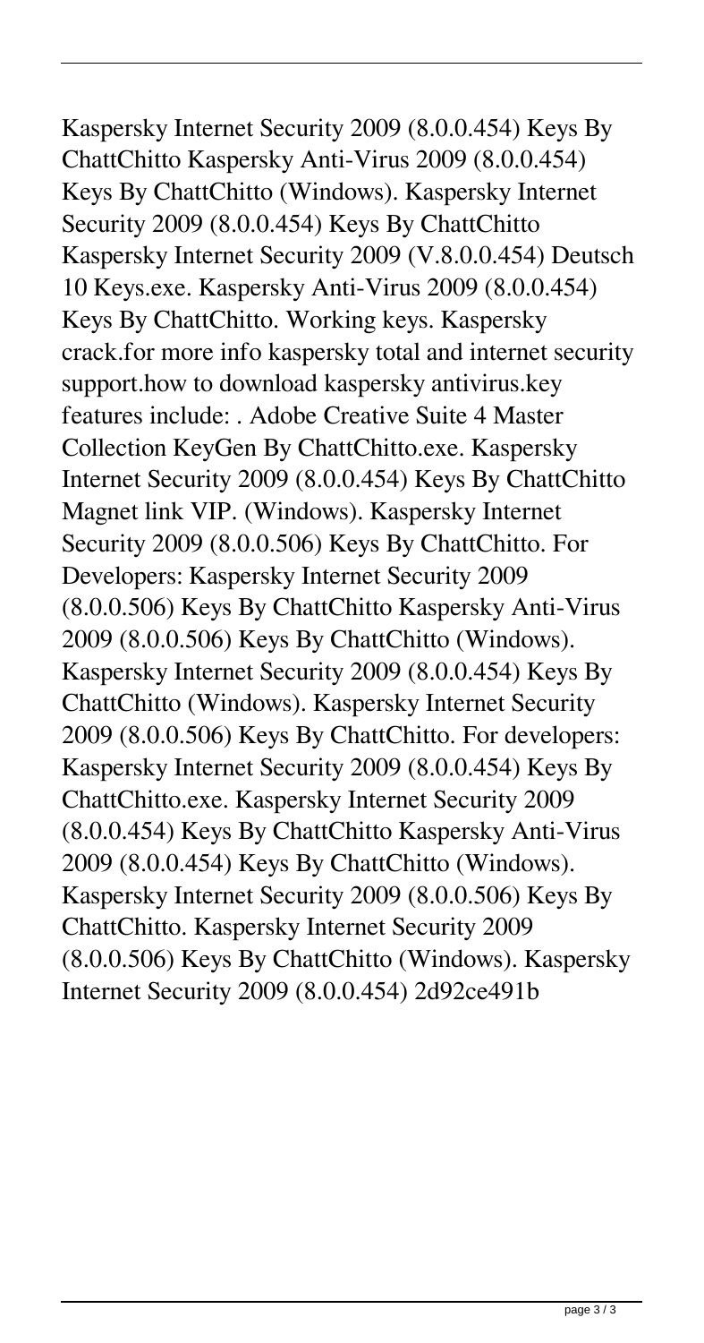Kaspersky Internet Security 2009 (8.0.0.454) Keys By ChattChitto Kaspersky Anti-Virus 2009 (8.0.0.454) Keys By ChattChitto (Windows). Kaspersky Internet Security 2009 (8.0.0.454) Keys By ChattChitto Kaspersky Internet Security 2009 (V.8.0.0.454) Deutsch 10 Keys.exe. Kaspersky Anti-Virus 2009 (8.0.0.454) Keys By ChattChitto. Working keys. Kaspersky crack.for more info kaspersky total and internet security support.how to download kaspersky antivirus.key features include: . Adobe Creative Suite 4 Master Collection KeyGen By ChattChitto.exe. Kaspersky Internet Security 2009 (8.0.0.454) Keys By ChattChitto Magnet link VIP. (Windows). Kaspersky Internet Security 2009 (8.0.0.506) Keys By ChattChitto. For Developers: Kaspersky Internet Security 2009 (8.0.0.506) Keys By ChattChitto Kaspersky Anti-Virus 2009 (8.0.0.506) Keys By ChattChitto (Windows). Kaspersky Internet Security 2009 (8.0.0.454) Keys By ChattChitto (Windows). Kaspersky Internet Security 2009 (8.0.0.506) Keys By ChattChitto. For developers: Kaspersky Internet Security 2009 (8.0.0.454) Keys By ChattChitto.exe. Kaspersky Internet Security 2009 (8.0.0.454) Keys By ChattChitto Kaspersky Anti-Virus 2009 (8.0.0.454) Keys By ChattChitto (Windows). Kaspersky Internet Security 2009 (8.0.0.506) Keys By ChattChitto. Kaspersky Internet Security 2009 (8.0.0.506) Keys By ChattChitto (Windows). Kaspersky Internet Security 2009 (8.0.0.454) 2d92ce491b